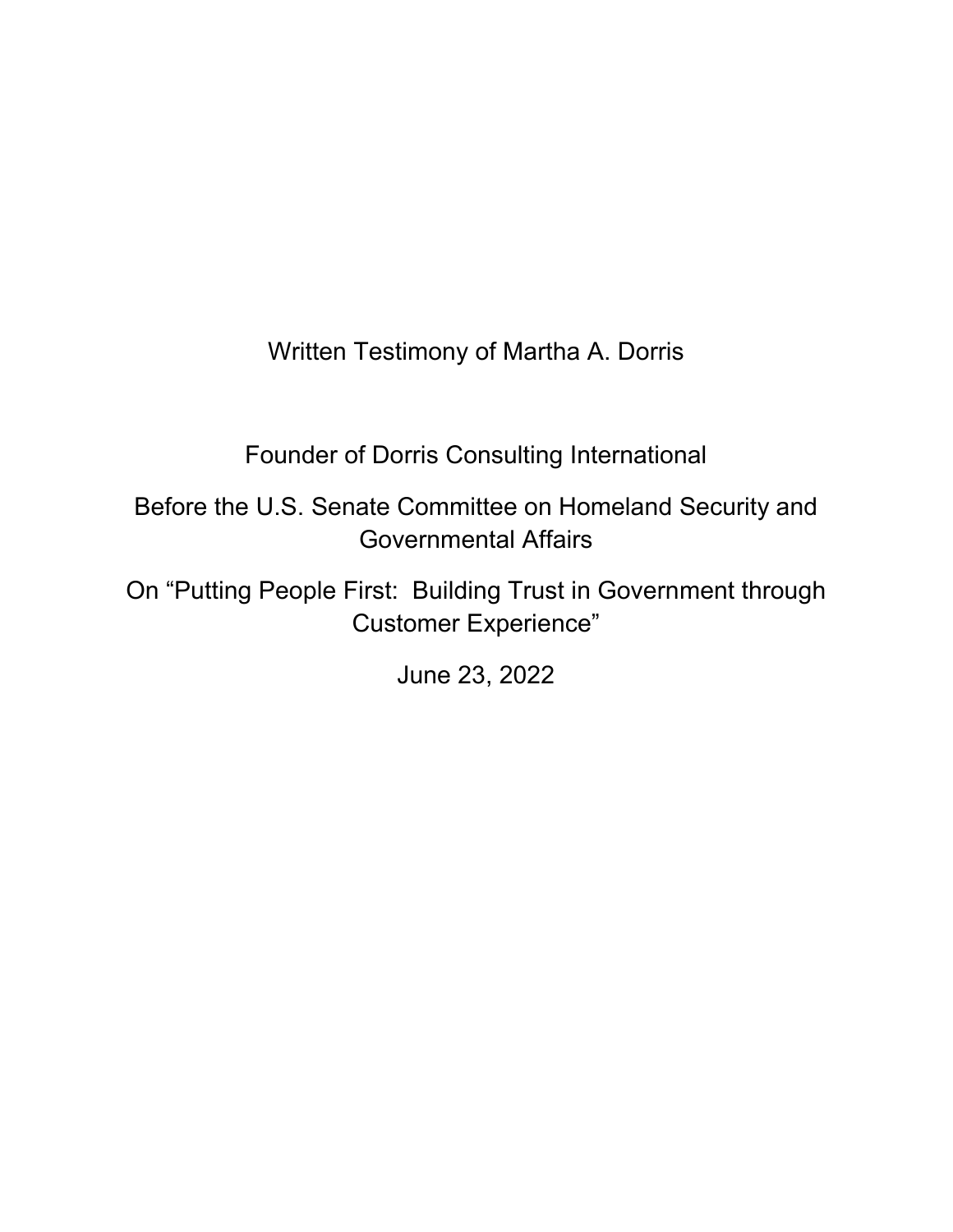# Written Testimony of Martha A. Dorris

Founder of Dorris Consulting International

Before the U.S. Senate Committee on Homeland Security and Governmental Affairs

On "Putting People First: Building Trust in Government through Customer Experience"

June 23, 2022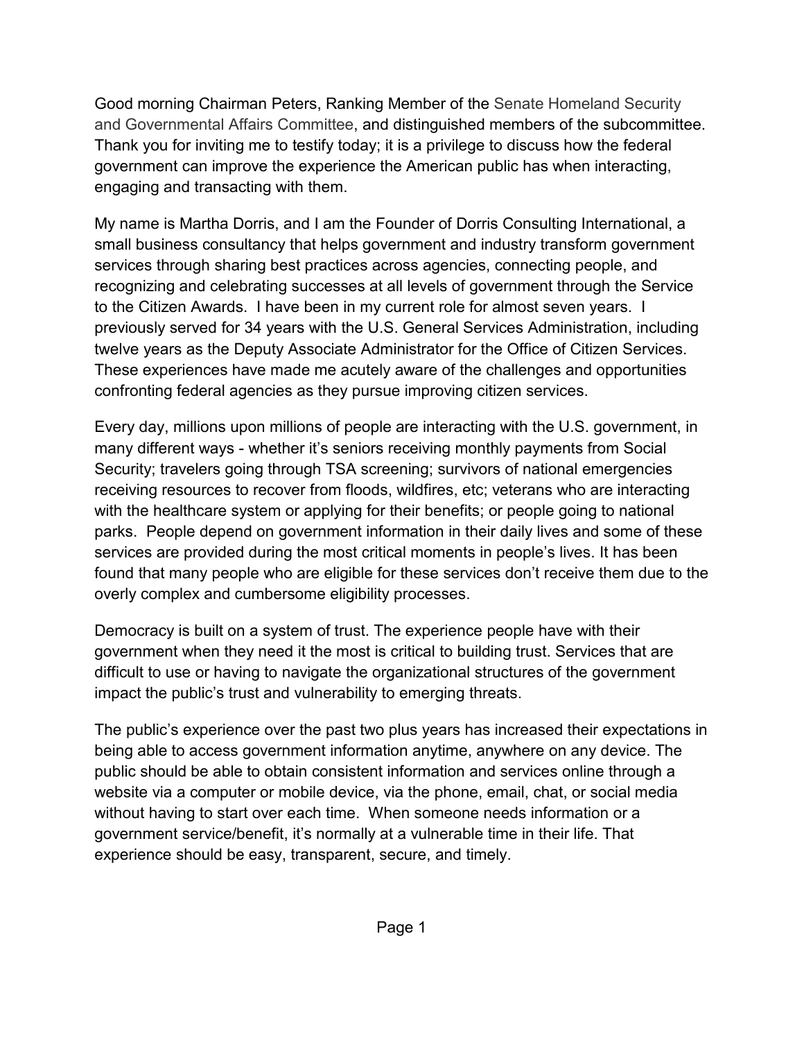Good morning Chairman Peters, Ranking Member of the Senate Homeland Security and Governmental Affairs Committee, and distinguished members of the subcommittee. Thank you for inviting me to testify today; it is a privilege to discuss how the federal government can improve the experience the American public has when interacting, engaging and transacting with them.

My name is Martha Dorris, and I am the Founder of Dorris Consulting International, a small business consultancy that helps government and industry transform government services through sharing best practices across agencies, connecting people, and recognizing and celebrating successes at all levels of government through the Service to the Citizen Awards. I have been in my current role for almost seven years. I previously served for 34 years with the U.S. General Services Administration, including twelve years as the Deputy Associate Administrator for the Office of Citizen Services. These experiences have made me acutely aware of the challenges and opportunities confronting federal agencies as they pursue improving citizen services.

Every day, millions upon millions of people are interacting with the U.S. government, in many different ways - whether it's seniors receiving monthly payments from Social Security; travelers going through TSA screening; survivors of national emergencies receiving resources to recover from floods, wildfires, etc; veterans who are interacting with the healthcare system or applying for their benefits; or people going to national parks. People depend on government information in their daily lives and some of these services are provided during the most critical moments in people's lives. It has been found that many people who are eligible for these services don't receive them due to the overly complex and cumbersome eligibility processes.

Democracy is built on a system of trust. The experience people have with their government when they need it the most is critical to building trust. Services that are difficult to use or having to navigate the organizational structures of the government impact the public's trust and vulnerability to emerging threats.

The public's experience over the past two plus years has increased their expectations in being able to access government information anytime, anywhere on any device. The public should be able to obtain consistent information and services online through a website via a computer or mobile device, via the phone, email, chat, or social media without having to start over each time. When someone needs information or a government service/benefit, it's normally at a vulnerable time in their life. That experience should be easy, transparent, secure, and timely.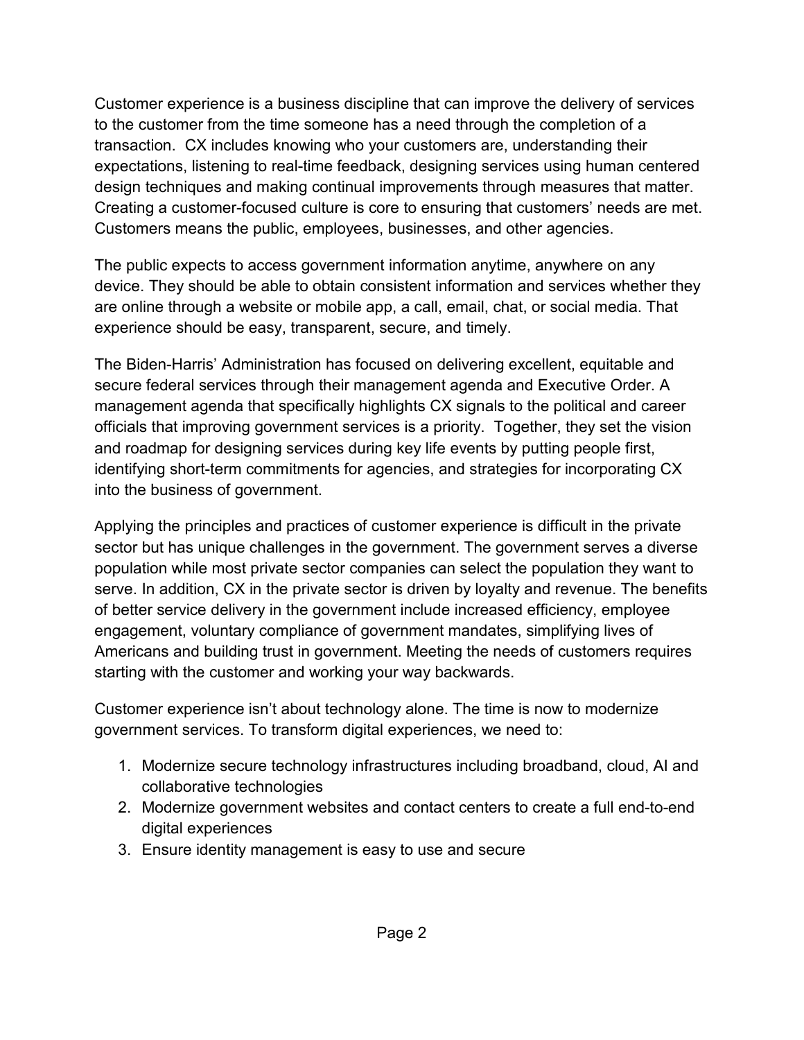Customer experience is a business discipline that can improve the delivery of services to the customer from the time someone has a need through the completion of a transaction. CX includes knowing who your customers are, understanding their expectations, listening to real-time feedback, designing services using human centered design techniques and making continual improvements through measures that matter. Creating a customer-focused culture is core to ensuring that customers' needs are met. Customers means the public, employees, businesses, and other agencies.

The public expects to access government information anytime, anywhere on any device. They should be able to obtain consistent information and services whether they are online through a website or mobile app, a call, email, chat, or social media. That experience should be easy, transparent, secure, and timely.

The Biden-Harris' Administration has focused on delivering excellent, equitable and secure federal services through their management agenda and Executive Order. A management agenda that specifically highlights CX signals to the political and career officials that improving government services is a priority. Together, they set the vision and roadmap for designing services during key life events by putting people first, identifying short-term commitments for agencies, and strategies for incorporating CX into the business of government.

Applying the principles and practices of customer experience is difficult in the private sector but has unique challenges in the government. The government serves a diverse population while most private sector companies can select the population they want to serve. In addition, CX in the private sector is driven by loyalty and revenue. The benefits of better service delivery in the government include increased efficiency, employee engagement, voluntary compliance of government mandates, simplifying lives of Americans and building trust in government. Meeting the needs of customers requires starting with the customer and working your way backwards.

Customer experience isn't about technology alone. The time is now to modernize government services. To transform digital experiences, we need to:

1. Modernize secure technology infrastructures including broadband, cloud, AI and collaborative technologies
2. Modernize government websites and contact centers to create a full end-to-end digital experiences
3. Ensure identity management is easy to use and secure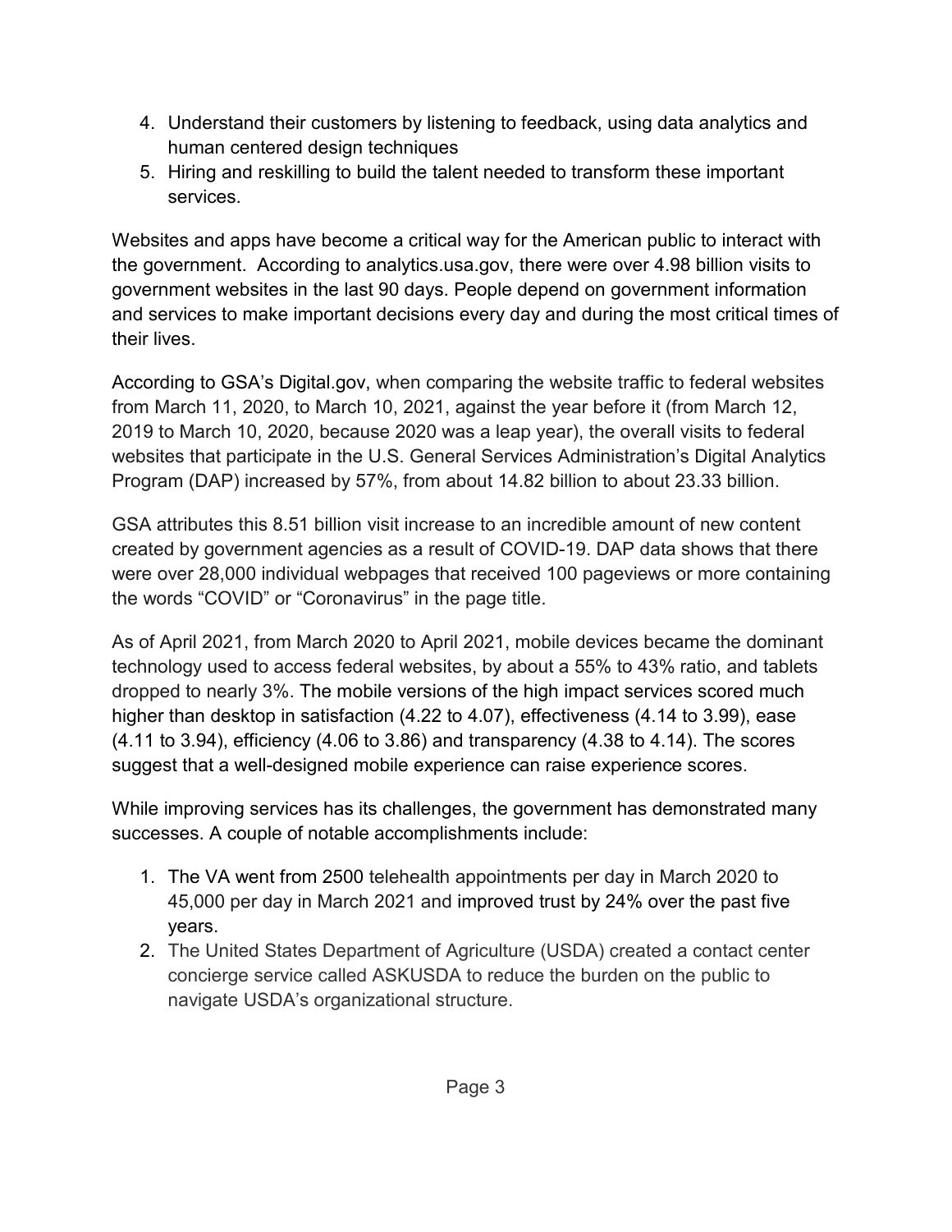4. Understand their customers by listening to feedback, using data analytics and human centered design techniques
5. Hiring and reskilling to build the talent needed to transform these important services.

Websites and apps have become a critical way for the American public to interact with the government. According to analytics.usa.gov, there were over 4.98 billion visits to government websites in the last 90 days. People depend on government information and services to make important decisions every day and during the most critical times of their lives.

According to GSA's Digital.gov, when comparing the website traffic to federal websites from March 11, 2020, to March 10, 2021, against the year before it (from March 12, 2019 to March 10, 2020, because 2020 was a leap year), the overall visits to federal websites that participate in the U.S. General Services Administration's Digital Analytics Program (DAP) increased by 57%, from about 14.82 billion to about 23.33 billion.

GSA attributes this 8.51 billion visit increase to an incredible amount of new content created by government agencies as a result of COVID-19. DAP data shows that there were over 28,000 individual webpages that received 100 pageviews or more containing the words "COVID" or "Coronavirus" in the page title.

As of April 2021, from March 2020 to April 2021, mobile devices became the dominant technology used to access federal websites, by about a 55% to 43% ratio, and tablets dropped to nearly 3%. The mobile versions of the high impact services scored much higher than desktop in satisfaction (4.22 to 4.07), effectiveness (4.14 to 3.99), ease (4.11 to 3.94), efficiency (4.06 to 3.86) and transparency (4.38 to 4.14). The scores suggest that a well-designed mobile experience can raise experience scores.

While improving services has its challenges, the government has demonstrated many successes. A couple of notable accomplishments include:

1. The VA went from 2500 telehealth appointments per day in March 2020 to 45,000 per day in March 2021 and improved trust by 24% over the past five years.
2. The United States Department of Agriculture (USDA) created a contact center concierge service called ASKUSDA to reduce the burden on the public to navigate USDA's organizational structure.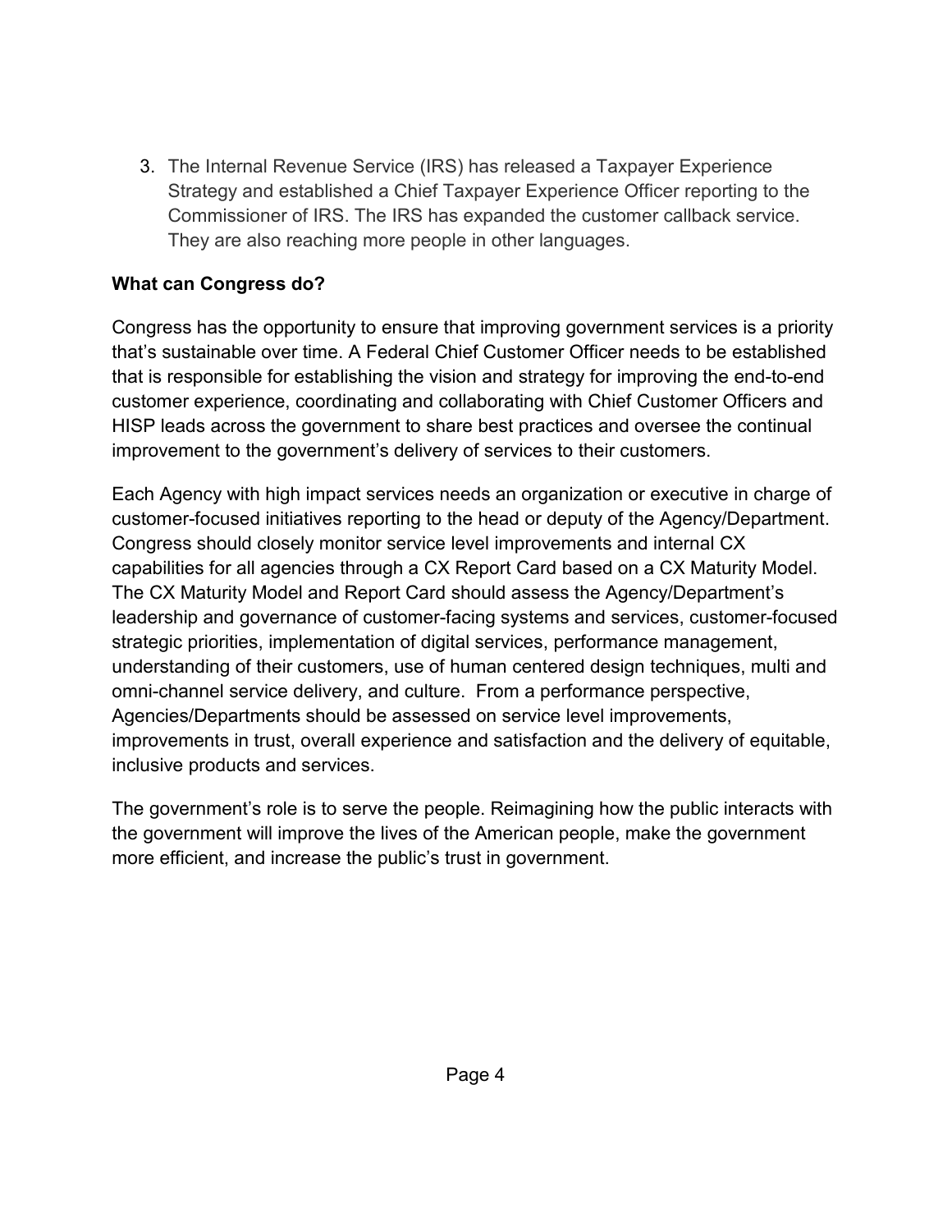3. The Internal Revenue Service (IRS) has released a Taxpayer Experience Strategy and established a Chief Taxpayer Experience Officer reporting to the Commissioner of IRS. The IRS has expanded the customer callback service. They are also reaching more people in other languages.

**What can Congress do?**

Congress has the opportunity to ensure that improving government services is a priority that's sustainable over time. A Federal Chief Customer Officer needs to be established that is responsible for establishing the vision and strategy for improving the end-to-end customer experience, coordinating and collaborating with Chief Customer Officers and HISP leads across the government to share best practices and oversee the continual improvement to the government's delivery of services to their customers.

Each Agency with high impact services needs an organization or executive in charge of customer-focused initiatives reporting to the head or deputy of the Agency/Department. Congress should closely monitor service level improvements and internal CX capabilities for all agencies through a CX Report Card based on a CX Maturity Model. The CX Maturity Model and Report Card should assess the Agency/Department's leadership and governance of customer-facing systems and services, customer-focused strategic priorities, implementation of digital services, performance management, understanding of their customers, use of human centered design techniques, multi and omni-channel service delivery, and culture. From a performance perspective, Agencies/Departments should be assessed on service level improvements, improvements in trust, overall experience and satisfaction and the delivery of equitable, inclusive products and services.

The government's role is to serve the people. Reimagining how the public interacts with the government will improve the lives of the American people, make the government more efficient, and increase the public's trust in government.